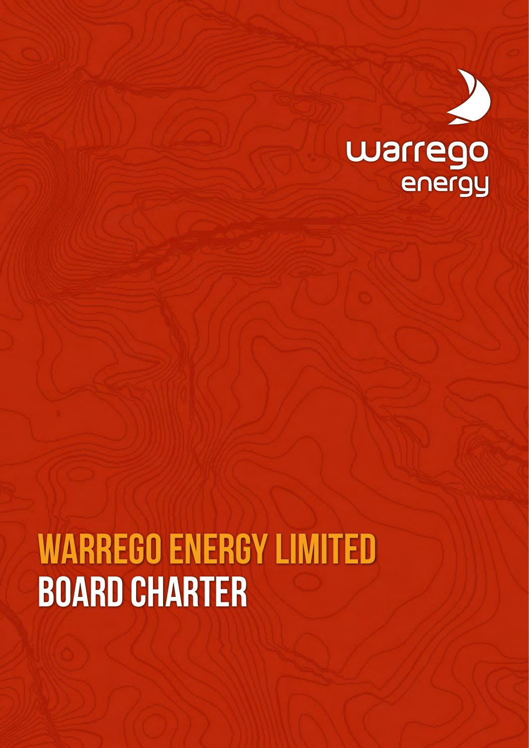warrego energy

# WARREGO ENERGY LIMITED
# BOARD CHARTER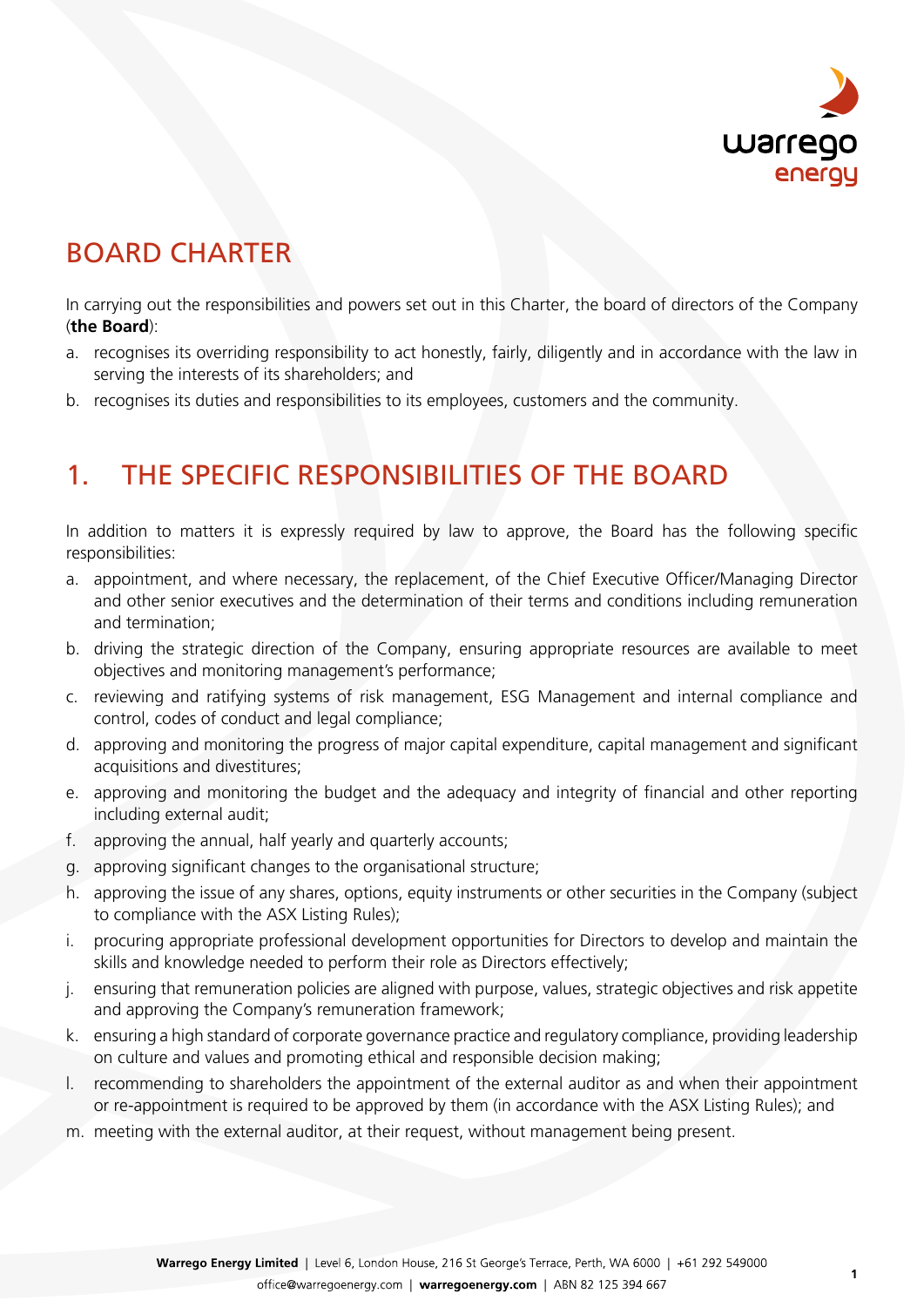# BOARD CHARTER

In carrying out the responsibilities and powers set out in this Charter, the board of directors of the Company (**the Board**):

a. recognises its overriding responsibility to act honestly, fairly, diligently and in accordance with the law in serving the interests of its shareholders; and

b. recognises its duties and responsibilities to its employees, customers and the community.

## 1. THE SPECIFIC RESPONSIBILITIES OF THE BOARD

In addition to matters it is expressly required by law to approve, the Board has the following specific responsibilities:

a. appointment, and where necessary, the replacement, of the Chief Executive Officer/Managing Director and other senior executives and the determination of their terms and conditions including remuneration and termination;

b. driving the strategic direction of the Company, ensuring appropriate resources are available to meet objectives and monitoring management's performance;

c. reviewing and ratifying systems of risk management, ESG Management and internal compliance and control, codes of conduct and legal compliance;

d. approving and monitoring the progress of major capital expenditure, capital management and significant acquisitions and divestitures;

e. approving and monitoring the budget and the adequacy and integrity of financial and other reporting including external audit;

f. approving the annual, half yearly and quarterly accounts;

g. approving significant changes to the organisational structure;

h. approving the issue of any shares, options, equity instruments or other securities in the Company (subject to compliance with the ASX Listing Rules);

i. procuring appropriate professional development opportunities for Directors to develop and maintain the skills and knowledge needed to perform their role as Directors effectively;

j. ensuring that remuneration policies are aligned with purpose, values, strategic objectives and risk appetite and approving the Company's remuneration framework;

k. ensuring a high standard of corporate governance practice and regulatory compliance, providing leadership on culture and values and promoting ethical and responsible decision making;

l. recommending to shareholders the appointment of the external auditor as and when their appointment or re-appointment is required to be approved by them (in accordance with the ASX Listing Rules); and

m. meeting with the external auditor, at their request, without management being present.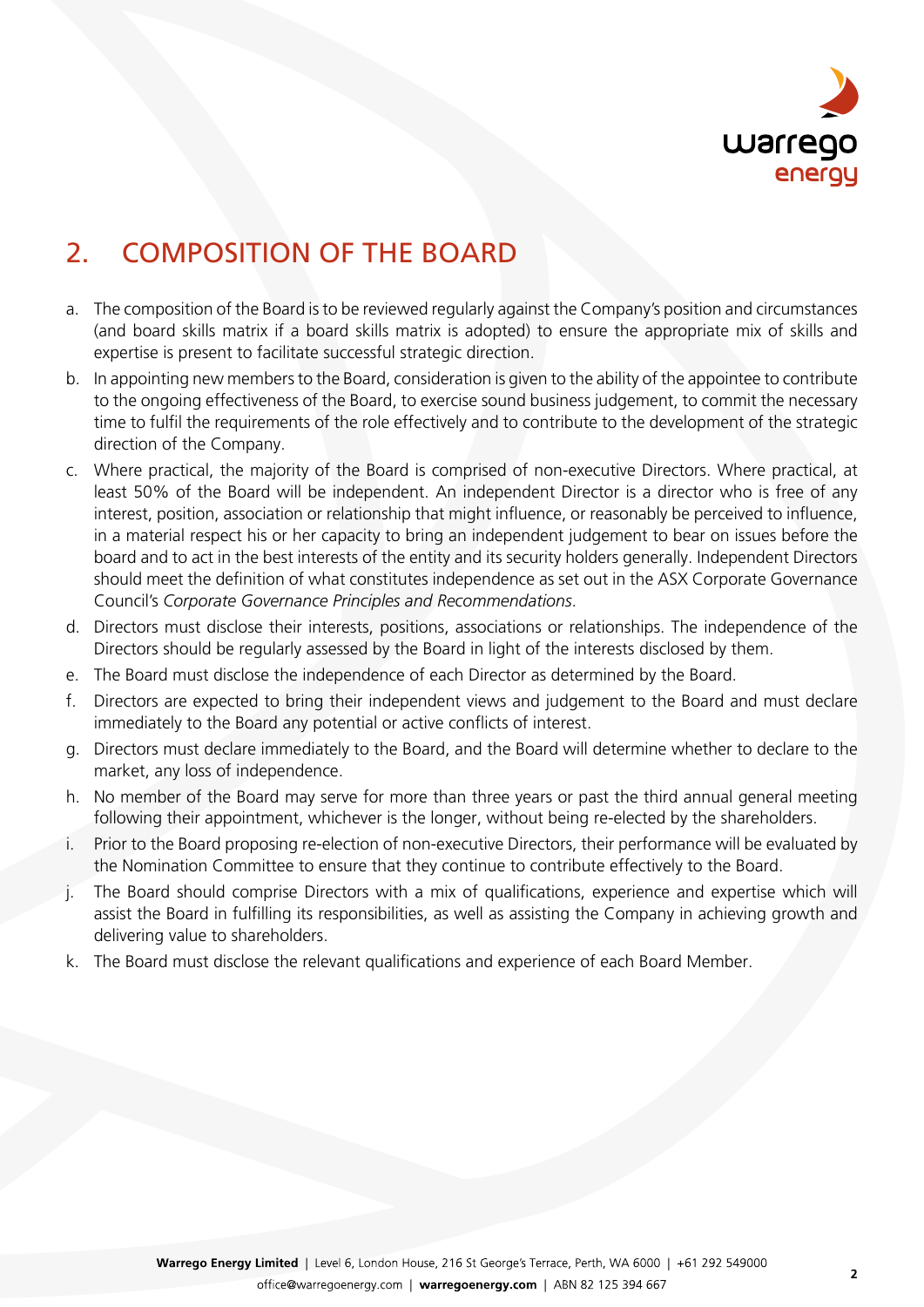## 2. COMPOSITION OF THE BOARD

a. The composition of the Board is to be reviewed regularly against the Company's position and circumstances (and board skills matrix if a board skills matrix is adopted) to ensure the appropriate mix of skills and expertise is present to facilitate successful strategic direction.

b. In appointing new members to the Board, consideration is given to the ability of the appointee to contribute to the ongoing effectiveness of the Board, to exercise sound business judgement, to commit the necessary time to fulfil the requirements of the role effectively and to contribute to the development of the strategic direction of the Company.

c. Where practical, the majority of the Board is comprised of non-executive Directors. Where practical, at least 50% of the Board will be independent. An independent Director is a director who is free of any interest, position, association or relationship that might influence, or reasonably be perceived to influence, in a material respect his or her capacity to bring an independent judgement to bear on issues before the board and to act in the best interests of the entity and its security holders generally. Independent Directors should meet the definition of what constitutes independence as set out in the ASX Corporate Governance Council's *Corporate Governance Principles and Recommendations*.

d. Directors must disclose their interests, positions, associations or relationships. The independence of the Directors should be regularly assessed by the Board in light of the interests disclosed by them.

e. The Board must disclose the independence of each Director as determined by the Board.

f. Directors are expected to bring their independent views and judgement to the Board and must declare immediately to the Board any potential or active conflicts of interest.

g. Directors must declare immediately to the Board, and the Board will determine whether to declare to the market, any loss of independence.

h. No member of the Board may serve for more than three years or past the third annual general meeting following their appointment, whichever is the longer, without being re-elected by the shareholders.

i. Prior to the Board proposing re-election of non-executive Directors, their performance will be evaluated by the Nomination Committee to ensure that they continue to contribute effectively to the Board.

j. The Board should comprise Directors with a mix of qualifications, experience and expertise which will assist the Board in fulfilling its responsibilities, as well as assisting the Company in achieving growth and delivering value to shareholders.

k. The Board must disclose the relevant qualifications and experience of each Board Member.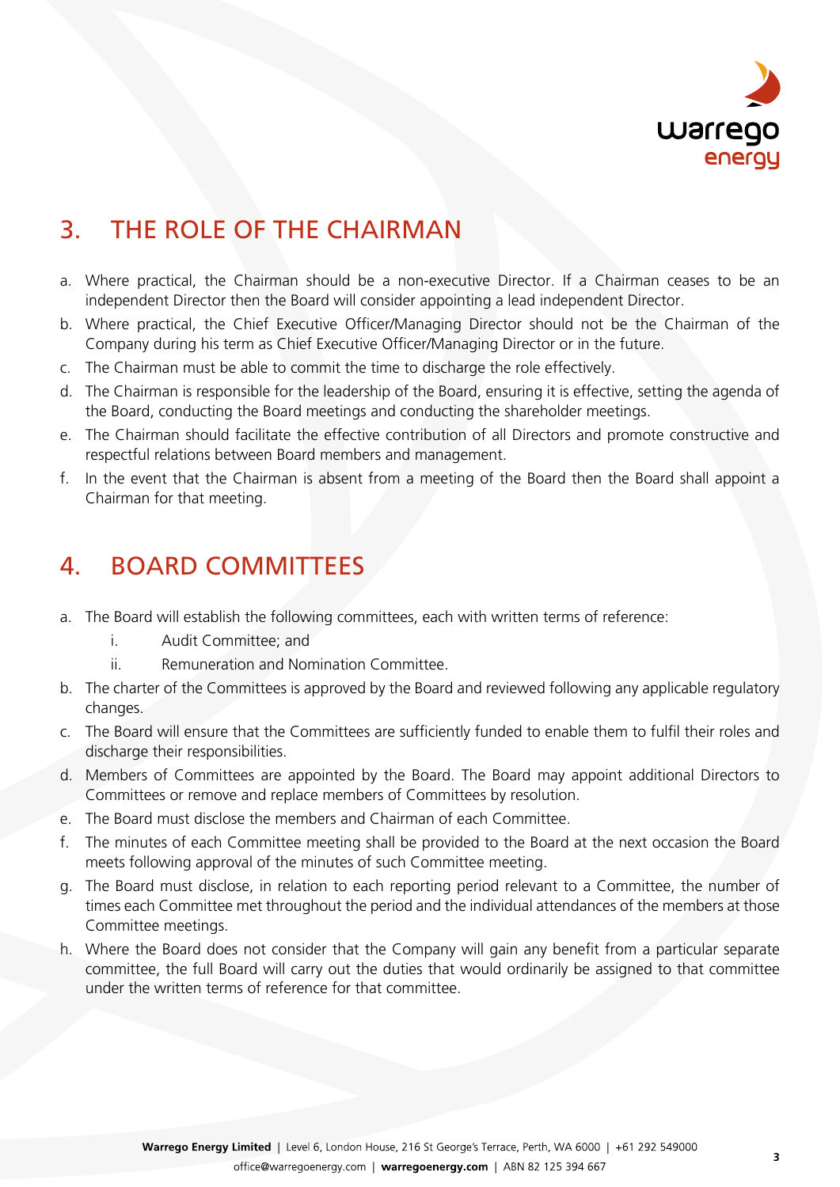## 3. THE ROLE OF THE CHAIRMAN

a. Where practical, the Chairman should be a non-executive Director. If a Chairman ceases to be an independent Director then the Board will consider appointing a lead independent Director.
b. Where practical, the Chief Executive Officer/Managing Director should not be the Chairman of the Company during his term as Chief Executive Officer/Managing Director or in the future.
c. The Chairman must be able to commit the time to discharge the role effectively.
d. The Chairman is responsible for the leadership of the Board, ensuring it is effective, setting the agenda of the Board, conducting the Board meetings and conducting the shareholder meetings.
e. The Chairman should facilitate the effective contribution of all Directors and promote constructive and respectful relations between Board members and management.
f. In the event that the Chairman is absent from a meeting of the Board then the Board shall appoint a Chairman for that meeting.

## 4. BOARD COMMITTEES

a. The Board will establish the following committees, each with written terms of reference:
   i. Audit Committee; and
   ii. Remuneration and Nomination Committee.
b. The charter of the Committees is approved by the Board and reviewed following any applicable regulatory changes.
c. The Board will ensure that the Committees are sufficiently funded to enable them to fulfil their roles and discharge their responsibilities.
d. Members of Committees are appointed by the Board. The Board may appoint additional Directors to Committees or remove and replace members of Committees by resolution.
e. The Board must disclose the members and Chairman of each Committee.
f. The minutes of each Committee meeting shall be provided to the Board at the next occasion the Board meets following approval of the minutes of such Committee meeting.
g. The Board must disclose, in relation to each reporting period relevant to a Committee, the number of times each Committee met throughout the period and the individual attendances of the members at those Committee meetings.
h. Where the Board does not consider that the Company will gain any benefit from a particular separate committee, the full Board will carry out the duties that would ordinarily be assigned to that committee under the written terms of reference for that committee.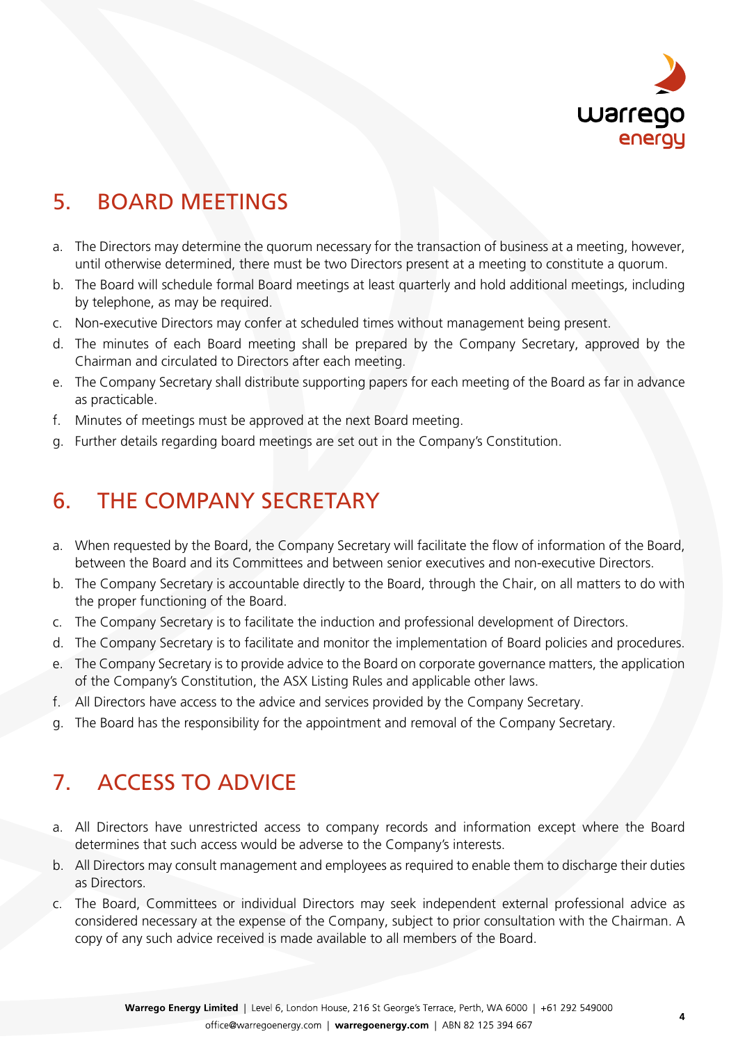## 5. BOARD MEETINGS

a. The Directors may determine the quorum necessary for the transaction of business at a meeting, however, until otherwise determined, there must be two Directors present at a meeting to constitute a quorum.

b. The Board will schedule formal Board meetings at least quarterly and hold additional meetings, including by telephone, as may be required.

c. Non-executive Directors may confer at scheduled times without management being present.

d. The minutes of each Board meeting shall be prepared by the Company Secretary, approved by the Chairman and circulated to Directors after each meeting.

e. The Company Secretary shall distribute supporting papers for each meeting of the Board as far in advance as practicable.

f. Minutes of meetings must be approved at the next Board meeting.

g. Further details regarding board meetings are set out in the Company's Constitution.

## 6. THE COMPANY SECRETARY

a. When requested by the Board, the Company Secretary will facilitate the flow of information of the Board, between the Board and its Committees and between senior executives and non-executive Directors.

b. The Company Secretary is accountable directly to the Board, through the Chair, on all matters to do with the proper functioning of the Board.

c. The Company Secretary is to facilitate the induction and professional development of Directors.

d. The Company Secretary is to facilitate and monitor the implementation of Board policies and procedures.

e. The Company Secretary is to provide advice to the Board on corporate governance matters, the application of the Company's Constitution, the ASX Listing Rules and applicable other laws.

f. All Directors have access to the advice and services provided by the Company Secretary.

g. The Board has the responsibility for the appointment and removal of the Company Secretary.

## 7. ACCESS TO ADVICE

a. All Directors have unrestricted access to company records and information except where the Board determines that such access would be adverse to the Company's interests.

b. All Directors may consult management and employees as required to enable them to discharge their duties as Directors.

c. The Board, Committees or individual Directors may seek independent external professional advice as considered necessary at the expense of the Company, subject to prior consultation with the Chairman. A copy of any such advice received is made available to all members of the Board.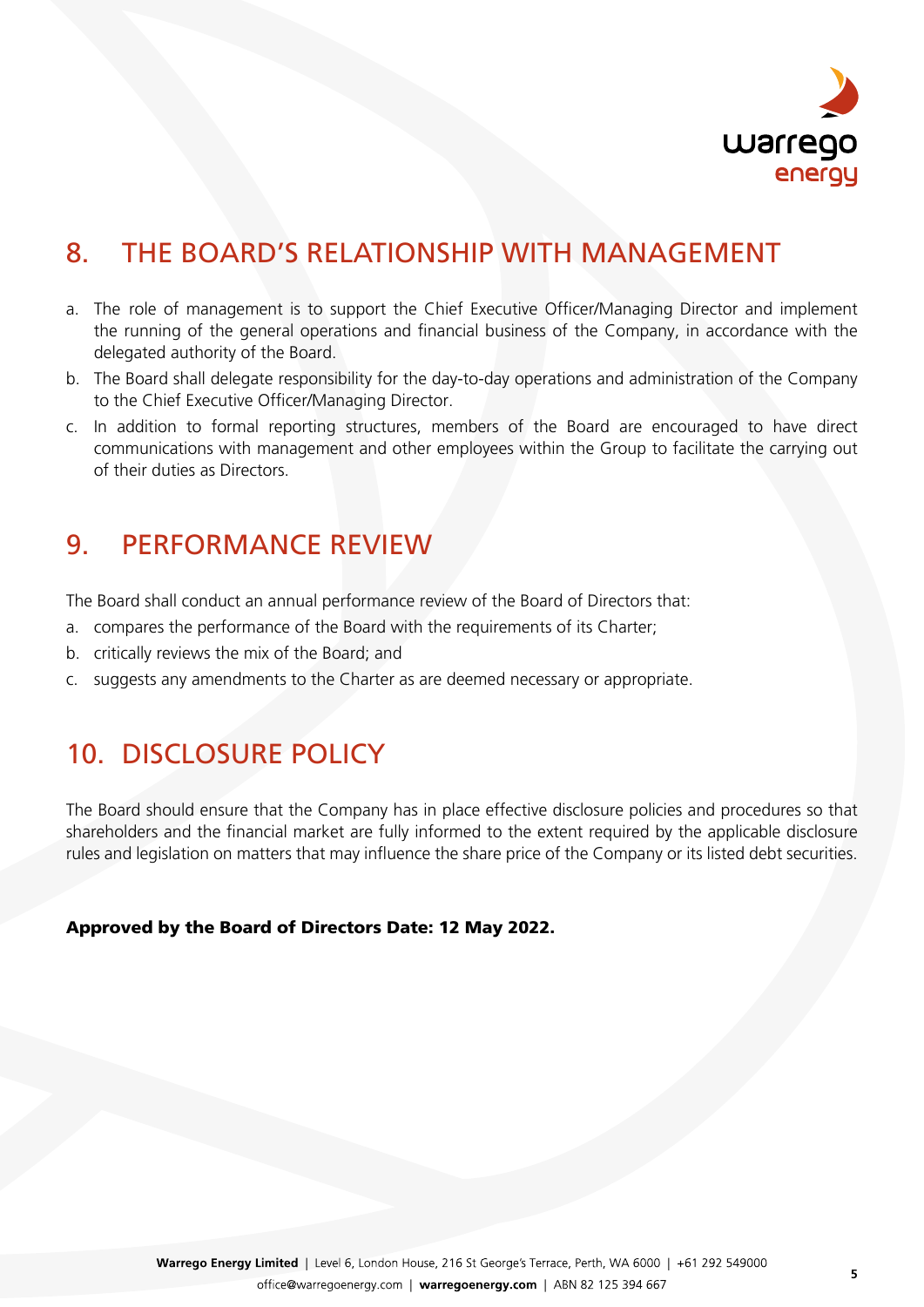## 8. THE BOARD'S RELATIONSHIP WITH MANAGEMENT

a. The role of management is to support the Chief Executive Officer/Managing Director and implement the running of the general operations and financial business of the Company, in accordance with the delegated authority of the Board.

b. The Board shall delegate responsibility for the day-to-day operations and administration of the Company to the Chief Executive Officer/Managing Director.

c. In addition to formal reporting structures, members of the Board are encouraged to have direct communications with management and other employees within the Group to facilitate the carrying out of their duties as Directors.

## 9. PERFORMANCE REVIEW

The Board shall conduct an annual performance review of the Board of Directors that:

a. compares the performance of the Board with the requirements of its Charter;

b. critically reviews the mix of the Board; and

c. suggests any amendments to the Charter as are deemed necessary or appropriate.

## 10. DISCLOSURE POLICY

The Board should ensure that the Company has in place effective disclosure policies and procedures so that shareholders and the financial market are fully informed to the extent required by the applicable disclosure rules and legislation on matters that may influence the share price of the Company or its listed debt securities.

**Approved by the Board of Directors Date: 12 May 2022.**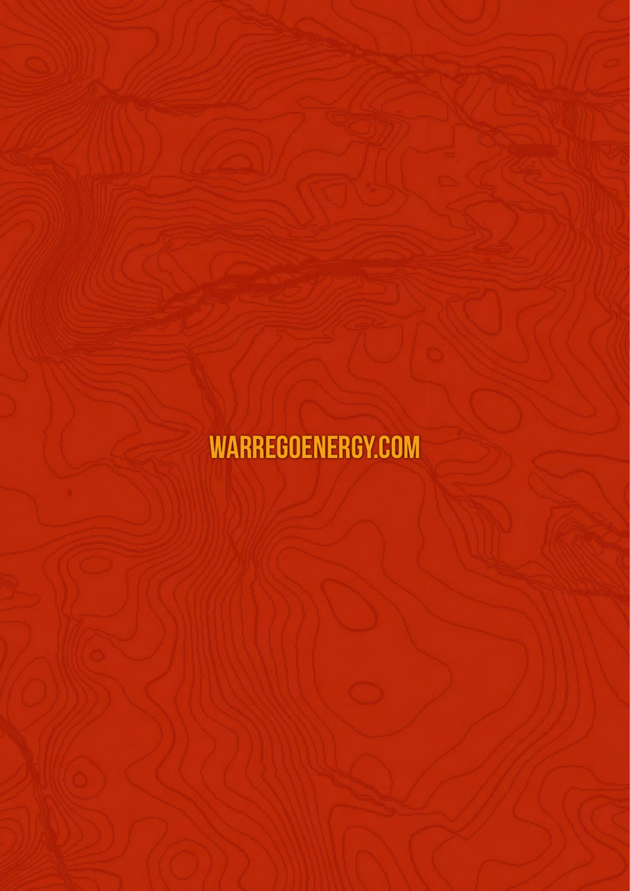WARREGOENERGY.COM